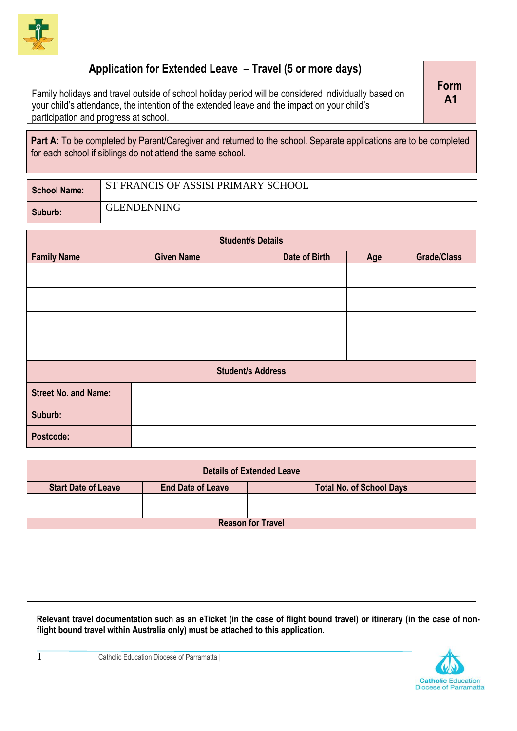# Application for Extended Leave – Travel (5 or more days)

**Form A1**

Family holidays and travel outside of school holiday period will be considered individually based on your child's attendance, the intention of the extended leave and the impact on your child's participation and progress at school.

**Part A:** To be completed by Parent/Caregiver and returned to the school. Separate applications are to be completed for each school if siblings do not attend the same school.

| **School Name:** | ST FRANCIS OF ASSISI PRIMARY SCHOOL |
|---|---|
| **Suburb:** | GLENDENNING |

| **Student/s Details** | | | | |
|---|---|---|---|---|
| **Family Name** | **Given Name** | **Date of Birth** | **Age** | **Grade/Class** |
| | | | | |
| | | | | |
| | | | | |
| | | | | |

| **Student/s Address** | |
|---|---|
| **Street No. and Name:** | |
| **Suburb:** | |
| **Postcode:** | |

| **Details of Extended Leave** | | |
|---|---|---|
| **Start Date of Leave** | **End Date of Leave** | **Total No. of School Days** |
| | | |
| **Reason for Travel** | | |
| | | |

**Relevant travel documentation such as an eTicket (in the case of flight bound travel) or itinerary (in the case of non-flight bound travel within Australia only) must be attached to this application.**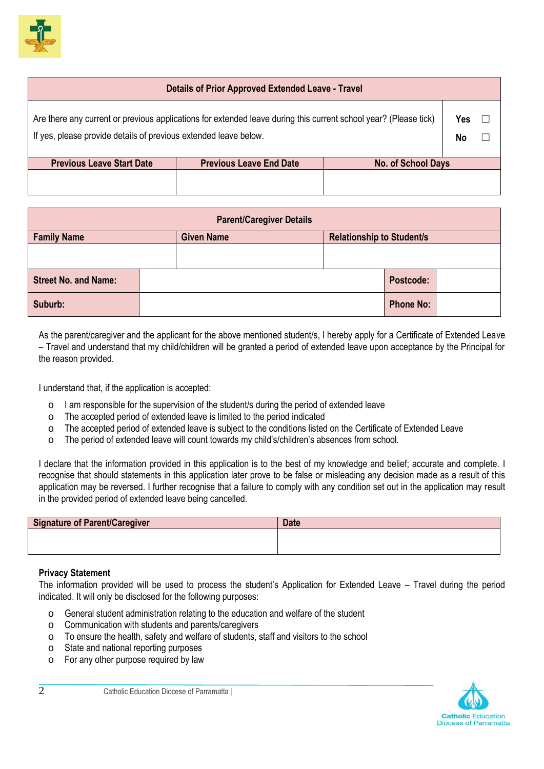| Details of Prior Approved Extended Leave - Travel | | |
|---|---|---|
| Are there any current or previous applications for extended leave during this current school year? (Please tick)<br>If yes, please provide details of previous extended leave below. | | **Yes** ☐<br>**No** ☐ |
| **Previous Leave Start Date** | **Previous Leave End Date** | **No. of School Days** |
| | | |

| Parent/Caregiver Details | | |
|---|---|---|
| **Family Name** | **Given Name** | **Relationship to Student/s** |
| | | |

| | | | |
|---|---|---|---|
| **Street No. and Name:** | | **Postcode:** | |
| **Suburb:** | | **Phone No:** | |

As the parent/caregiver and the applicant for the above mentioned student/s, I hereby apply for a Certificate of Extended Leave – Travel and understand that my child/children will be granted a period of extended leave upon acceptance by the Principal for the reason provided.

I understand that, if the application is accepted:

- I am responsible for the supervision of the student/s during the period of extended leave
- The accepted period of extended leave is limited to the period indicated
- The accepted period of extended leave is subject to the conditions listed on the Certificate of Extended Leave
- The period of extended leave will count towards my child's/children's absences from school.

I declare that the information provided in this application is to the best of my knowledge and belief; accurate and complete. I recognise that should statements in this application later prove to be false or misleading any decision made as a result of this application may be reversed. I further recognise that a failure to comply with any condition set out in the application may result in the provided period of extended leave being cancelled.

| Signature of Parent/Caregiver | Date |
|---|---|
| | |

**Privacy Statement**

The information provided will be used to process the student's Application for Extended Leave – Travel during the period indicated. It will only be disclosed for the following purposes:

- General student administration relating to the education and welfare of the student
- Communication with students and parents/caregivers
- To ensure the health, safety and welfare of students, staff and visitors to the school
- State and national reporting purposes
- For any other purpose required by law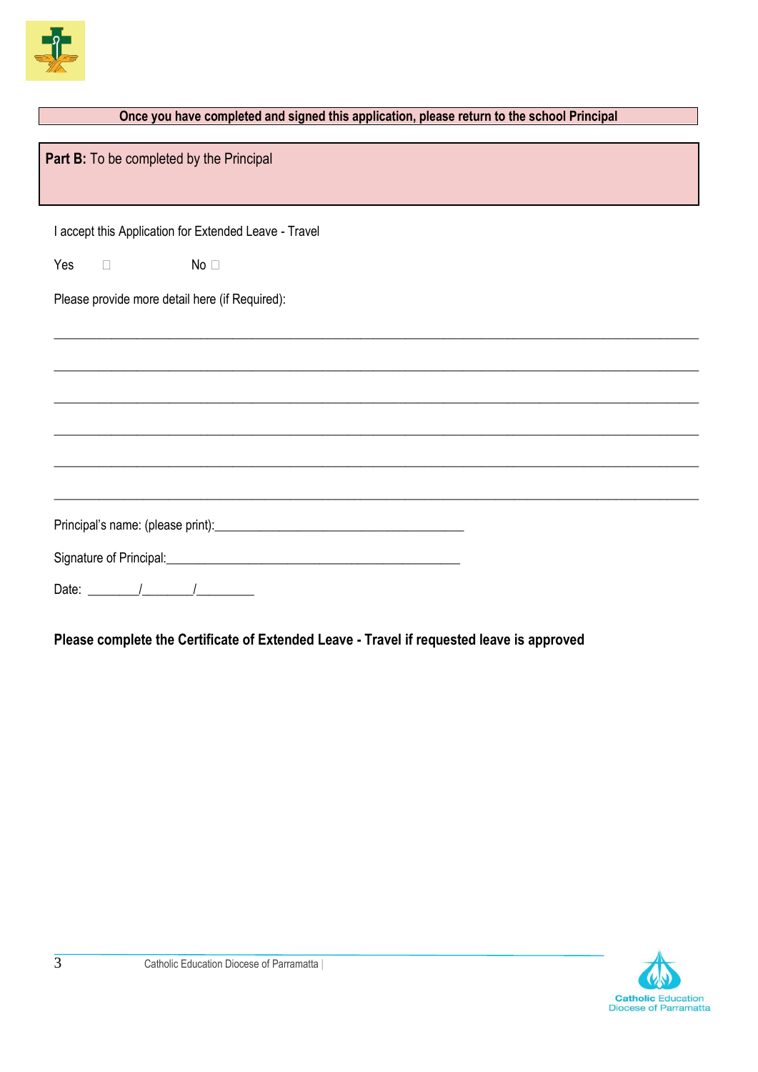**Once you have completed and signed this application, please return to the school Principal**

**Part B:** To be completed by the Principal

I accept this Application for Extended Leave - Travel

Yes ☐ No ☐

Please provide more detail here (if Required):

\_\_\_\_\_\_\_\_\_\_\_\_\_\_\_\_\_\_\_\_\_\_\_\_\_\_\_\_\_\_\_\_\_\_\_\_\_\_\_\_\_\_\_\_\_\_\_\_\_\_\_\_\_\_\_\_\_\_\_\_\_\_\_\_\_\_\_\_\_\_\_\_\_\_\_\_\_\_

\_\_\_\_\_\_\_\_\_\_\_\_\_\_\_\_\_\_\_\_\_\_\_\_\_\_\_\_\_\_\_\_\_\_\_\_\_\_\_\_\_\_\_\_\_\_\_\_\_\_\_\_\_\_\_\_\_\_\_\_\_\_\_\_\_\_\_\_\_\_\_\_\_\_\_\_\_\_

\_\_\_\_\_\_\_\_\_\_\_\_\_\_\_\_\_\_\_\_\_\_\_\_\_\_\_\_\_\_\_\_\_\_\_\_\_\_\_\_\_\_\_\_\_\_\_\_\_\_\_\_\_\_\_\_\_\_\_\_\_\_\_\_\_\_\_\_\_\_\_\_\_\_\_\_\_\_

\_\_\_\_\_\_\_\_\_\_\_\_\_\_\_\_\_\_\_\_\_\_\_\_\_\_\_\_\_\_\_\_\_\_\_\_\_\_\_\_\_\_\_\_\_\_\_\_\_\_\_\_\_\_\_\_\_\_\_\_\_\_\_\_\_\_\_\_\_\_\_\_\_\_\_\_\_\_

\_\_\_\_\_\_\_\_\_\_\_\_\_\_\_\_\_\_\_\_\_\_\_\_\_\_\_\_\_\_\_\_\_\_\_\_\_\_\_\_\_\_\_\_\_\_\_\_\_\_\_\_\_\_\_\_\_\_\_\_\_\_\_\_\_\_\_\_\_\_\_\_\_\_\_\_\_\_

\_\_\_\_\_\_\_\_\_\_\_\_\_\_\_\_\_\_\_\_\_\_\_\_\_\_\_\_\_\_\_\_\_\_\_\_\_\_\_\_\_\_\_\_\_\_\_\_\_\_\_\_\_\_\_\_\_\_\_\_\_\_\_\_\_\_\_\_\_\_\_\_\_\_\_\_\_\_

Principal's name: (please print):\_\_\_\_\_\_\_\_\_\_\_\_\_\_\_\_\_\_\_\_\_\_\_\_\_\_\_\_\_\_\_\_\_\_\_\_\_\_

Signature of Principal:\_\_\_\_\_\_\_\_\_\_\_\_\_\_\_\_\_\_\_\_\_\_\_\_\_\_\_\_\_\_\_\_\_\_\_\_\_\_\_\_\_\_\_\_\_

Date: \_\_\_\_\_\_\_\_/\_\_\_\_\_\_\_\_/\_\_\_\_\_\_\_\_\_

**Please complete the Certificate of Extended Leave - Travel if requested leave is approved**